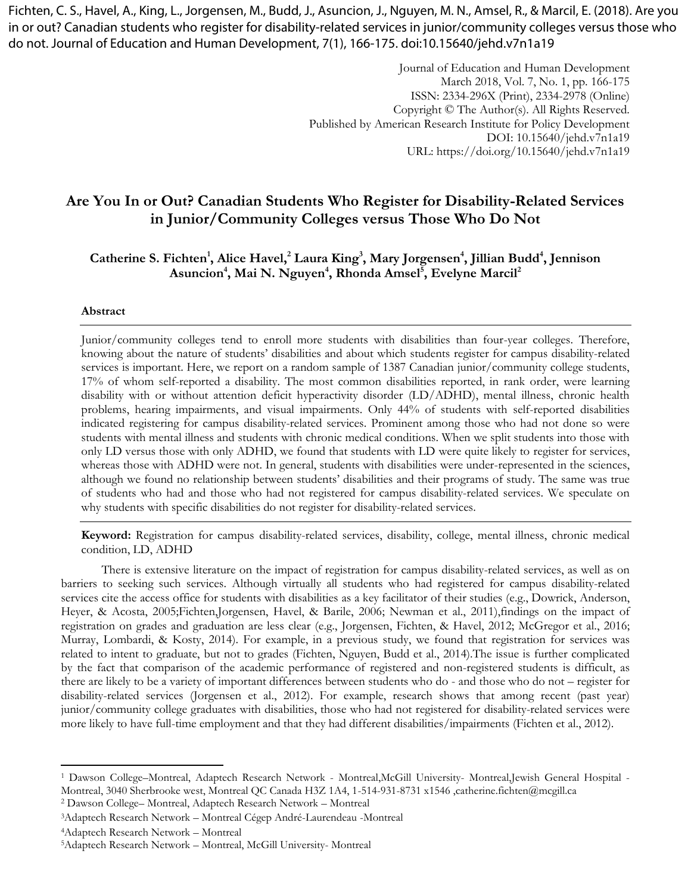Fichten, C. S., Havel, A., King, L., Jorgensen, M., Budd, J., Asuncion, J., Nguyen, M. N., Amsel, R., & Marcil, E. (2018). Are you in or out? Canadian students who register for disability-related services in junior/community colleges versus those who do not. Journal of Education and Human Development, 7(1), 166-175. doi:10.15640/jehd.v7n1a19

Journal of Education and Human Development
March 2018, Vol. 7, No. 1, pp. 166-175
ISSN: 2334-296X (Print), 2334-2978 (Online)
Copyright © The Author(s). All Rights Reserved.
Published by American Research Institute for Policy Development
DOI: 10.15640/jehd.v7n1a19
URL: https://doi.org/10.15640/jehd.v7n1a19

# Are You In or Out? Canadian Students Who Register for Disability-Related Services in Junior/Community Colleges versus Those Who Do Not

**Catherine S. Fichten[1], Alice Havel,[2] Laura King[3], Mary Jorgensen[4], Jillian Budd[4], Jennison Asuncion[4], Mai N. Nguyen[4], Rhonda Amsel[5], Evelyne Marcil[2]**

### Abstract

Junior/community colleges tend to enroll more students with disabilities than four-year colleges. Therefore, knowing about the nature of students' disabilities and about which students register for campus disability-related services is important. Here, we report on a random sample of 1387 Canadian junior/community college students, 17% of whom self-reported a disability. The most common disabilities reported, in rank order, were learning disability with or without attention deficit hyperactivity disorder (LD/ADHD), mental illness, chronic health problems, hearing impairments, and visual impairments. Only 44% of students with self-reported disabilities indicated registering for campus disability-related services. Prominent among those who had not done so were students with mental illness and students with chronic medical conditions. When we split students into those with only LD versus those with only ADHD, we found that students with LD were quite likely to register for services, whereas those with ADHD were not. In general, students with disabilities were under-represented in the sciences, although we found no relationship between students' disabilities and their programs of study. The same was true of students who had and those who had not registered for campus disability-related services. We speculate on why students with specific disabilities do not register for disability-related services.

**Keyword:** Registration for campus disability-related services, disability, college, mental illness, chronic medical condition, LD, ADHD

There is extensive literature on the impact of registration for campus disability-related services, as well as on barriers to seeking such services. Although virtually all students who had registered for campus disability-related services cite the access office for students with disabilities as a key facilitator of their studies (e.g., Dowrick, Anderson, Heyer, & Acosta, 2005;Fichten,Jorgensen, Havel, & Barile, 2006; Newman et al., 2011),findings on the impact of registration on grades and graduation are less clear (e.g., Jorgensen, Fichten, & Havel, 2012; McGregor et al., 2016; Murray, Lombardi, & Kosty, 2014). For example, in a previous study, we found that registration for services was related to intent to graduate, but not to grades (Fichten, Nguyen, Budd et al., 2014).The issue is further complicated by the fact that comparison of the academic performance of registered and non-registered students is difficult, as there are likely to be a variety of important differences between students who do - and those who do not – register for disability-related services (Jorgensen et al., 2012). For example, research shows that among recent (past year) junior/community college graduates with disabilities, those who had not registered for disability-related services were more likely to have full-time employment and that they had different disabilities/impairments (Fichten et al., 2012).

---

[1] Dawson College–Montreal, Adaptech Research Network - Montreal,McGill University- Montreal,Jewish General Hospital - Montreal, 3040 Sherbrooke west, Montreal QC Canada H3Z 1A4, 1-514-931-8731 x1546 ,catherine.fichten@mcgill.ca

[2] Dawson College– Montreal, Adaptech Research Network – Montreal

[3] Adaptech Research Network – Montreal Cégep André-Laurendeau -Montreal

[4] Adaptech Research Network – Montreal

[5] Adaptech Research Network – Montreal, McGill University- Montreal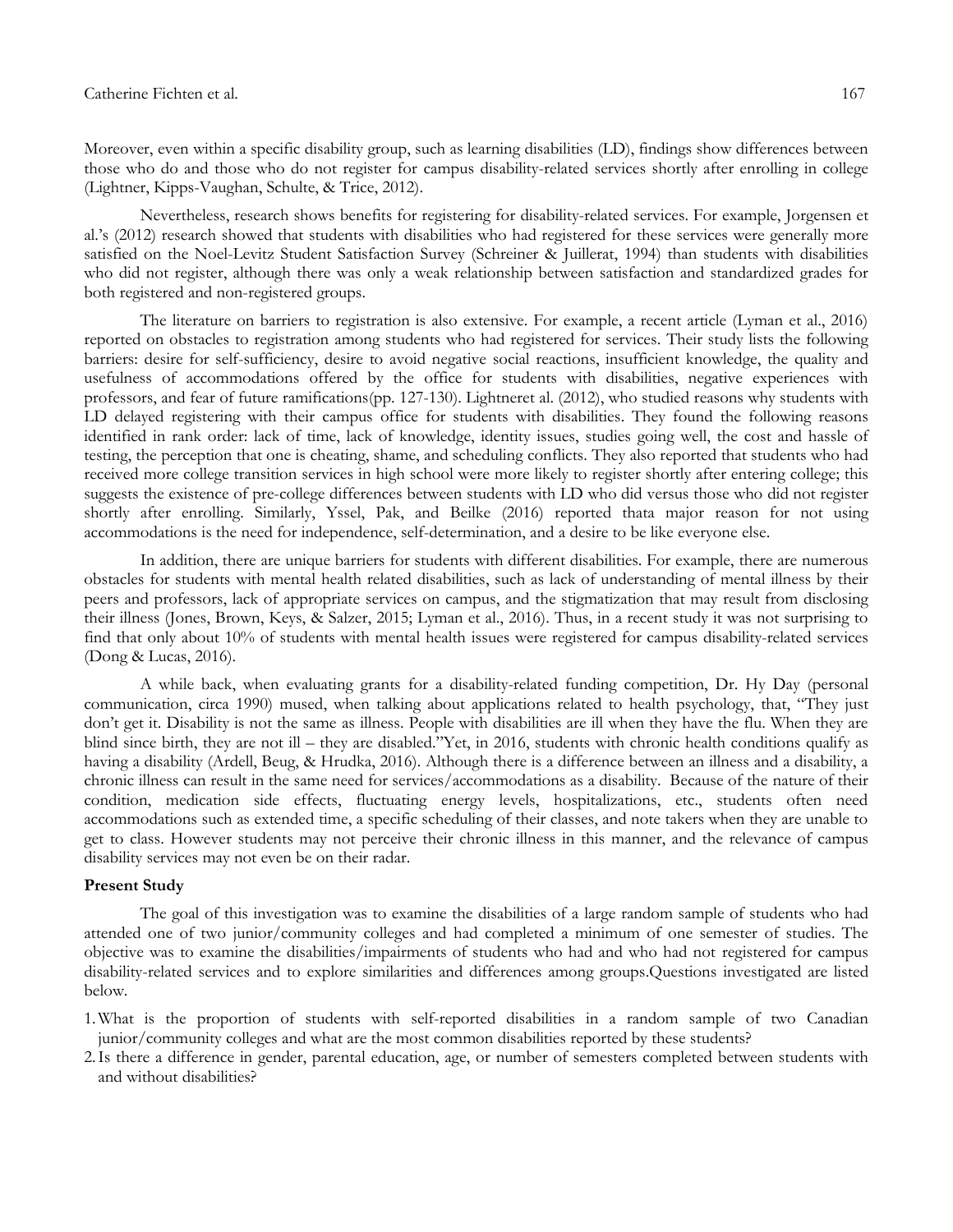Moreover, even within a specific disability group, such as learning disabilities (LD), findings show differences between those who do and those who do not register for campus disability-related services shortly after enrolling in college (Lightner, Kipps-Vaughan, Schulte, & Trice, 2012).

Nevertheless, research shows benefits for registering for disability-related services. For example, Jorgensen et al.'s (2012) research showed that students with disabilities who had registered for these services were generally more satisfied on the Noel-Levitz Student Satisfaction Survey (Schreiner & Juillerat, 1994) than students with disabilities who did not register, although there was only a weak relationship between satisfaction and standardized grades for both registered and non-registered groups.

The literature on barriers to registration is also extensive. For example, a recent article (Lyman et al., 2016) reported on obstacles to registration among students who had registered for services. Their study lists the following barriers: desire for self-sufficiency, desire to avoid negative social reactions, insufficient knowledge, the quality and usefulness of accommodations offered by the office for students with disabilities, negative experiences with professors, and fear of future ramifications(pp. 127-130). Lightneret al. (2012), who studied reasons why students with LD delayed registering with their campus office for students with disabilities. They found the following reasons identified in rank order: lack of time, lack of knowledge, identity issues, studies going well, the cost and hassle of testing, the perception that one is cheating, shame, and scheduling conflicts. They also reported that students who had received more college transition services in high school were more likely to register shortly after entering college; this suggests the existence of pre-college differences between students with LD who did versus those who did not register shortly after enrolling. Similarly, Yssel, Pak, and Beilke (2016) reported thata major reason for not using accommodations is the need for independence, self-determination, and a desire to be like everyone else.

In addition, there are unique barriers for students with different disabilities. For example, there are numerous obstacles for students with mental health related disabilities, such as lack of understanding of mental illness by their peers and professors, lack of appropriate services on campus, and the stigmatization that may result from disclosing their illness (Jones, Brown, Keys, & Salzer, 2015; Lyman et al., 2016). Thus, in a recent study it was not surprising to find that only about 10% of students with mental health issues were registered for campus disability-related services (Dong & Lucas, 2016).

A while back, when evaluating grants for a disability-related funding competition, Dr. Hy Day (personal communication, circa 1990) mused, when talking about applications related to health psychology, that, "They just don't get it. Disability is not the same as illness. People with disabilities are ill when they have the flu. When they are blind since birth, they are not ill – they are disabled."Yet, in 2016, students with chronic health conditions qualify as having a disability (Ardell, Beug, & Hrudka, 2016). Although there is a difference between an illness and a disability, a chronic illness can result in the same need for services/accommodations as a disability. Because of the nature of their condition, medication side effects, fluctuating energy levels, hospitalizations, etc., students often need accommodations such as extended time, a specific scheduling of their classes, and note takers when they are unable to get to class. However students may not perceive their chronic illness in this manner, and the relevance of campus disability services may not even be on their radar.

**Present Study**

The goal of this investigation was to examine the disabilities of a large random sample of students who had attended one of two junior/community colleges and had completed a minimum of one semester of studies. The objective was to examine the disabilities/impairments of students who had and who had not registered for campus disability-related services and to explore similarities and differences among groups.Questions investigated are listed below.

1. What is the proportion of students with self-reported disabilities in a random sample of two Canadian junior/community colleges and what are the most common disabilities reported by these students?
2. Is there a difference in gender, parental education, age, or number of semesters completed between students with and without disabilities?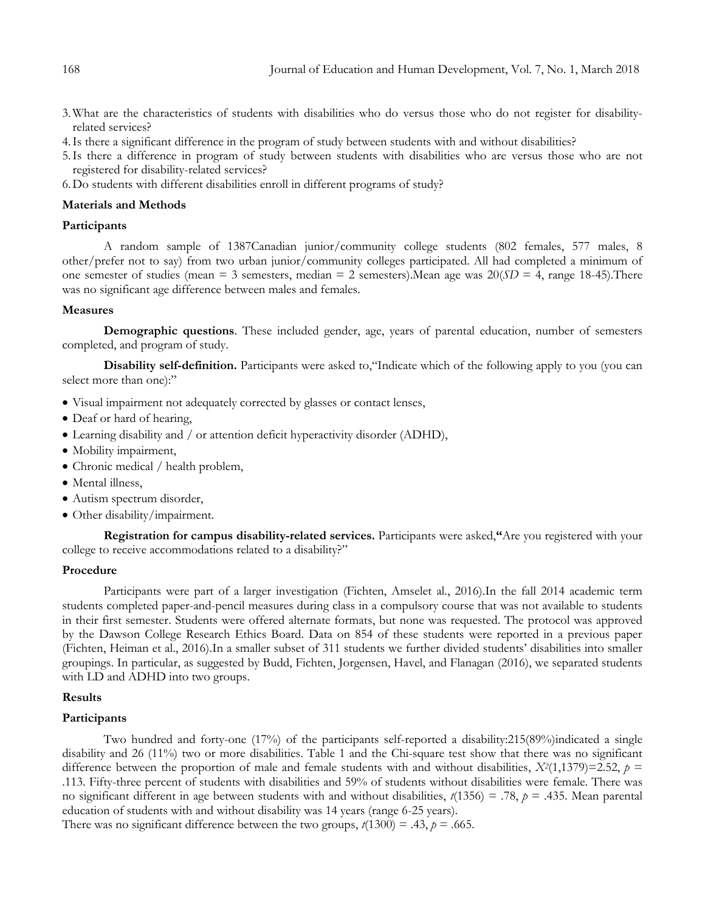3. What are the characteristics of students with disabilities who do versus those who do not register for disability-related services?
4. Is there a significant difference in the program of study between students with and without disabilities?
5. Is there a difference in program of study between students with disabilities who are versus those who are not registered for disability-related services?
6. Do students with different disabilities enroll in different programs of study?

## Materials and Methods

### Participants

A random sample of 1387Canadian junior/community college students (802 females, 577 males, 8 other/prefer not to say) from two urban junior/community colleges participated. All had completed a minimum of one semester of studies (mean = 3 semesters, median = 2 semesters).Mean age was 20(*SD* = 4, range 18-45).There was no significant age difference between males and females.

### Measures

**Demographic questions**. These included gender, age, years of parental education, number of semesters completed, and program of study.

**Disability self-definition.** Participants were asked to,"Indicate which of the following apply to you (you can select more than one):"

- Visual impairment not adequately corrected by glasses or contact lenses,
- Deaf or hard of hearing,
- Learning disability and / or attention deficit hyperactivity disorder (ADHD),
- Mobility impairment,
- Chronic medical / health problem,
- Mental illness,
- Autism spectrum disorder,
- Other disability/impairment.

**Registration for campus disability-related services.** Participants were asked,**"**Are you registered with your college to receive accommodations related to a disability?"

### Procedure

Participants were part of a larger investigation (Fichten, Amselet al., 2016).In the fall 2014 academic term students completed paper-and-pencil measures during class in a compulsory course that was not available to students in their first semester. Students were offered alternate formats, but none was requested. The protocol was approved by the Dawson College Research Ethics Board. Data on 854 of these students were reported in a previous paper (Fichten, Heiman et al., 2016).In a smaller subset of 311 students we further divided students' disabilities into smaller groupings. In particular, as suggested by Budd, Fichten, Jorgensen, Havel, and Flanagan (2016), we separated students with LD and ADHD into two groups.

## Results

### Participants

Two hundred and forty-one (17%) of the participants self-reported a disability:215(89%)indicated a single disability and 26 (11%) two or more disabilities. Table 1 and the Chi-square test show that there was no significant difference between the proportion of male and female students with and without disabilities, $X^2(1,1379)=2.52$, $p$ = .113. Fifty-three percent of students with disabilities and 59% of students without disabilities were female. There was no significant different in age between students with and without disabilities, $t(1356)$ = .78, $p$ = .435. Mean parental education of students with and without disability was 14 years (range 6-25 years).

There was no significant difference between the two groups, $t(1300)$ = .43, $p$ = .665.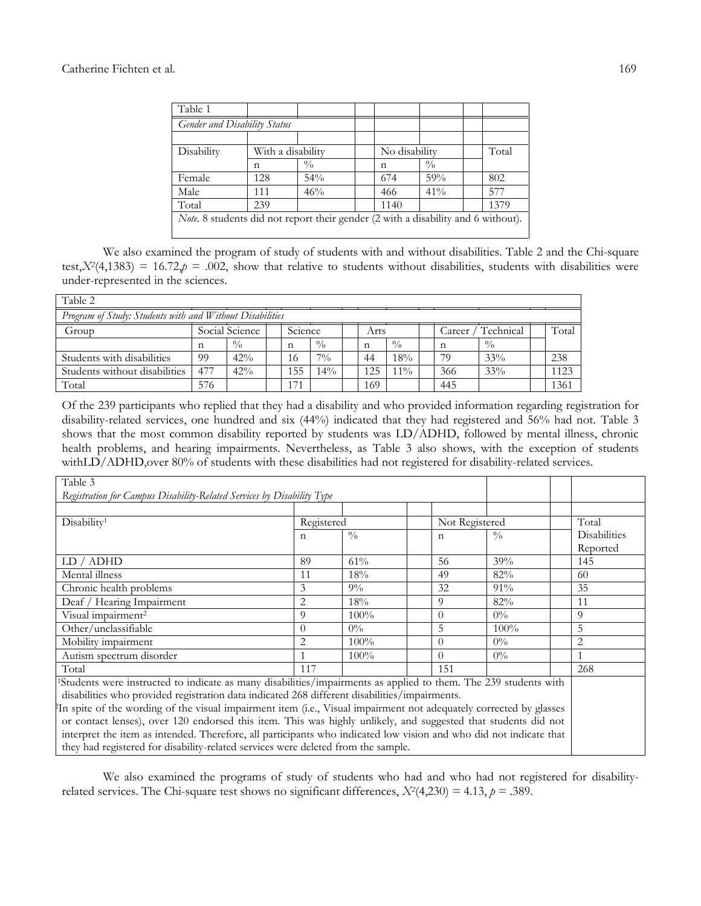Table 1

*Gender and Disability Status*

| Disability | With a disability | | No disability | | Total |
|---|---|---|---|---|---|
| | n | % | n | % | |
| Female | 128 | 54% | 674 | 59% | 802 |
| Male | 111 | 46% | 466 | 41% | 577 |
| Total | 239 | | 1140 | | 1379 |

*Note*. 8 students did not report their gender (2 with a disability and 6 without).

We also examined the program of study of students with and without disabilities. Table 2 and the Chi-square test, $X^2(4,1383) = 16.72, p = .002$, show that relative to students without disabilities, students with disabilities were under-represented in the sciences.

Table 2

*Program of Study: Students with and Without Disabilities*

| Group | Social Science | | Science | | Arts | | Career / Technical | | Total |
|---|---|---|---|---|---|---|---|---|---|
| | n | % | n | % | n | % | n | % | |
| Students with disabilities | 99 | 42% | 16 | 7% | 44 | 18% | 79 | 33% | 238 |
| Students without disabilities | 477 | 42% | 155 | 14% | 125 | 11% | 366 | 33% | 1123 |
| Total | 576 | | 171 | | 169 | | 445 | | 1361 |

Of the 239 participants who replied that they had a disability and who provided information regarding registration for disability-related services, one hundred and six (44%) indicated that they had registered and 56% had not. Table 3 shows that the most common disability reported by students was LD/ADHD, followed by mental illness, chronic health problems, and hearing impairments. Nevertheless, as Table 3 also shows, with the exception of students withLD/ADHD,over 80% of students with these disabilities had not registered for disability-related services.

Table 3

*Registration for Campus Disability-Related Services by Disability Type*

| Disability[1] | Registered | | Not Registered | | Total Disabilities Reported |
|---|---|---|---|---|---|
| | n | % | n | % | |
| LD / ADHD | 89 | 61% | 56 | 39% | 145 |
| Mental illness | 11 | 18% | 49 | 82% | 60 |
| Chronic health problems | 3 | 9% | 32 | 91% | 35 |
| Deaf / Hearing Impairment | 2 | 18% | 9 | 82% | 11 |
| Visual impairment[2] | 9 | 100% | 0 | 0% | 9 |
| Other/unclassifiable | 0 | 0% | 5 | 100% | 5 |
| Mobility impairment | 2 | 100% | 0 | 0% | 2 |
| Autism spectrum disorder | 1 | 100% | 0 | 0% | 1 |
| Total | 117 | | 151 | | 268 |

[1]Students were instructed to indicate as many disabilities/impairments as applied to them. The 239 students with disabilities who provided registration data indicated 268 different disabilities/impairments.

[2]In spite of the wording of the visual impairment item (i.e., Visual impairment not adequately corrected by glasses or contact lenses), over 120 endorsed this item. This was highly unlikely, and suggested that students did not interpret the item as intended. Therefore, all participants who indicated low vision and who did not indicate that they had registered for disability-related services were deleted from the sample.

We also examined the programs of study of students who had and who had not registered for disability-related services. The Chi-square test shows no significant differences, $X^2(4,230) = 4.13, p = .389$.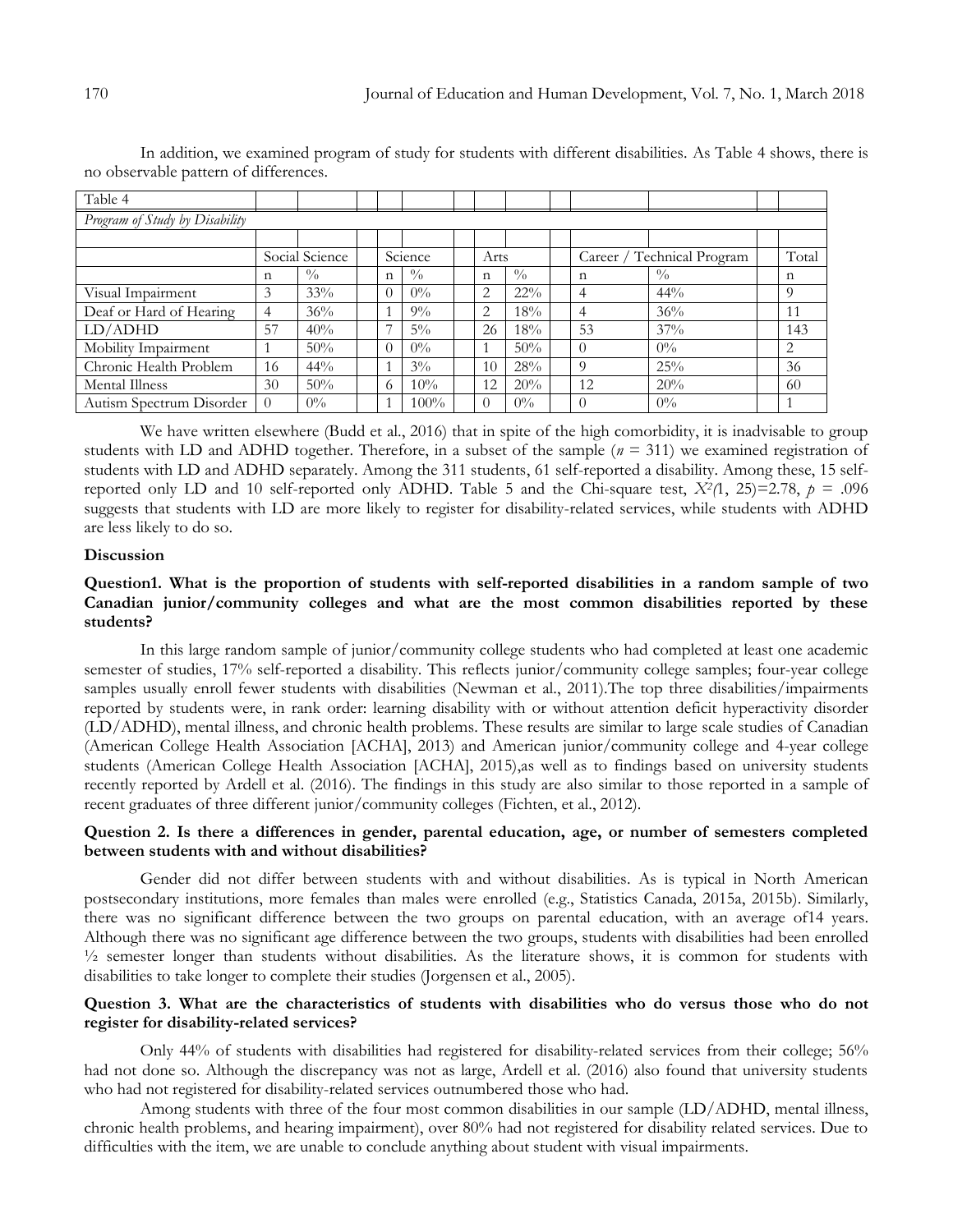In addition, we examined program of study for students with different disabilities. As Table 4 shows, there is no observable pattern of differences.

Table 4

*Program of Study by Disability*

| | Social Science | | Science | | Arts | | Career / Technical Program | | Total |
|---|---|---|---|---|---|---|---|---|---|
| | n | % | n | % | n | % | n | % | n |
| Visual Impairment | 3 | 33% | 0 | 0% | 2 | 22% | 4 | 44% | 9 |
| Deaf or Hard of Hearing | 4 | 36% | 1 | 9% | 2 | 18% | 4 | 36% | 11 |
| LD/ADHD | 57 | 40% | 7 | 5% | 26 | 18% | 53 | 37% | 143 |
| Mobility Impairment | 1 | 50% | 0 | 0% | 1 | 50% | 0 | 0% | 2 |
| Chronic Health Problem | 16 | 44% | 1 | 3% | 10 | 28% | 9 | 25% | 36 |
| Mental Illness | 30 | 50% | 6 | 10% | 12 | 20% | 12 | 20% | 60 |
| Autism Spectrum Disorder | 0 | 0% | 1 | 100% | 0 | 0% | 0 | 0% | 1 |

We have written elsewhere (Budd et al., 2016) that in spite of the high comorbidity, it is inadvisable to group students with LD and ADHD together. Therefore, in a subset of the sample ($n$ = 311) we examined registration of students with LD and ADHD separately. Among the 311 students, 61 self-reported a disability. Among these, 15 self-reported only LD and 10 self-reported only ADHD. Table 5 and the Chi-square test, $X^2(1, 25)=2.78$, $p$ = .096 suggests that students with LD are more likely to register for disability-related services, while students with ADHD are less likely to do so.

### Discussion

#### Question1. What is the proportion of students with self-reported disabilities in a random sample of two Canadian junior/community colleges and what are the most common disabilities reported by these students?

In this large random sample of junior/community college students who had completed at least one academic semester of studies, 17% self-reported a disability. This reflects junior/community college samples; four-year college samples usually enroll fewer students with disabilities (Newman et al., 2011).The top three disabilities/impairments reported by students were, in rank order: learning disability with or without attention deficit hyperactivity disorder (LD/ADHD), mental illness, and chronic health problems. These results are similar to large scale studies of Canadian (American College Health Association [ACHA], 2013) and American junior/community college and 4-year college students (American College Health Association [ACHA], 2015),as well as to findings based on university students recently reported by Ardell et al. (2016). The findings in this study are also similar to those reported in a sample of recent graduates of three different junior/community colleges (Fichten, et al., 2012).

#### Question 2. Is there a differences in gender, parental education, age, or number of semesters completed between students with and without disabilities?

Gender did not differ between students with and without disabilities. As is typical in North American postsecondary institutions, more females than males were enrolled (e.g., Statistics Canada, 2015a, 2015b). Similarly, there was no significant difference between the two groups on parental education, with an average of14 years. Although there was no significant age difference between the two groups, students with disabilities had been enrolled ½ semester longer than students without disabilities. As the literature shows, it is common for students with disabilities to take longer to complete their studies (Jorgensen et al., 2005).

#### Question 3. What are the characteristics of students with disabilities who do versus those who do not register for disability-related services?

Only 44% of students with disabilities had registered for disability-related services from their college; 56% had not done so. Although the discrepancy was not as large, Ardell et al. (2016) also found that university students who had not registered for disability-related services outnumbered those who had.

Among students with three of the four most common disabilities in our sample (LD/ADHD, mental illness, chronic health problems, and hearing impairment), over 80% had not registered for disability related services. Due to difficulties with the item, we are unable to conclude anything about student with visual impairments.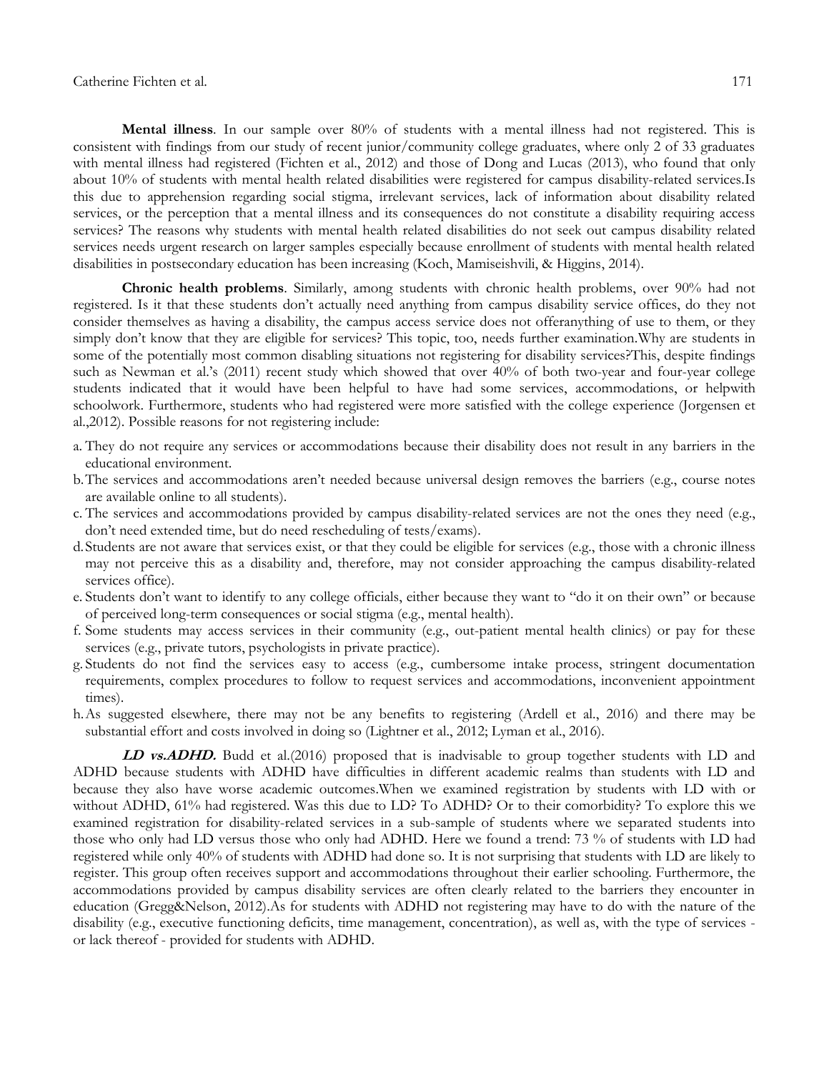**Mental illness**. In our sample over 80% of students with a mental illness had not registered. This is consistent with findings from our study of recent junior/community college graduates, where only 2 of 33 graduates with mental illness had registered (Fichten et al., 2012) and those of Dong and Lucas (2013), who found that only about 10% of students with mental health related disabilities were registered for campus disability-related services.Is this due to apprehension regarding social stigma, irrelevant services, lack of information about disability related services, or the perception that a mental illness and its consequences do not constitute a disability requiring access services? The reasons why students with mental health related disabilities do not seek out campus disability related services needs urgent research on larger samples especially because enrollment of students with mental health related disabilities in postsecondary education has been increasing (Koch, Mamiseishvili, & Higgins, 2014).

**Chronic health problems**. Similarly, among students with chronic health problems, over 90% had not registered. Is it that these students don't actually need anything from campus disability service offices, do they not consider themselves as having a disability, the campus access service does not offeranything of use to them, or they simply don't know that they are eligible for services? This topic, too, needs further examination.Why are students in some of the potentially most common disabling situations not registering for disability services?This, despite findings such as Newman et al.'s (2011) recent study which showed that over 40% of both two-year and four-year college students indicated that it would have been helpful to have had some services, accommodations, or helpwith schoolwork. Furthermore, students who had registered were more satisfied with the college experience (Jorgensen et al.,2012). Possible reasons for not registering include:

a. They do not require any services or accommodations because their disability does not result in any barriers in the educational environment.
b. The services and accommodations aren't needed because universal design removes the barriers (e.g., course notes are available online to all students).
c. The services and accommodations provided by campus disability-related services are not the ones they need (e.g., don't need extended time, but do need rescheduling of tests/exams).
d. Students are not aware that services exist, or that they could be eligible for services (e.g., those with a chronic illness may not perceive this as a disability and, therefore, may not consider approaching the campus disability-related services office).
e. Students don't want to identify to any college officials, either because they want to "do it on their own" or because of perceived long-term consequences or social stigma (e.g., mental health).
f. Some students may access services in their community (e.g., out-patient mental health clinics) or pay for these services (e.g., private tutors, psychologists in private practice).
g. Students do not find the services easy to access (e.g., cumbersome intake process, stringent documentation requirements, complex procedures to follow to request services and accommodations, inconvenient appointment times).
h. As suggested elsewhere, there may not be any benefits to registering (Ardell et al., 2016) and there may be substantial effort and costs involved in doing so (Lightner et al., 2012; Lyman et al., 2016).

***LD vs.ADHD.*** Budd et al.(2016) proposed that is inadvisable to group together students with LD and ADHD because students with ADHD have difficulties in different academic realms than students with LD and because they also have worse academic outcomes.When we examined registration by students with LD with or without ADHD, 61% had registered. Was this due to LD? To ADHD? Or to their comorbidity? To explore this we examined registration for disability-related services in a sub-sample of students where we separated students into those who only had LD versus those who only had ADHD. Here we found a trend: 73 % of students with LD had registered while only 40% of students with ADHD had done so. It is not surprising that students with LD are likely to register. This group often receives support and accommodations throughout their earlier schooling. Furthermore, the accommodations provided by campus disability services are often clearly related to the barriers they encounter in education (Gregg&Nelson, 2012).As for students with ADHD not registering may have to do with the nature of the disability (e.g., executive functioning deficits, time management, concentration), as well as, with the type of services - or lack thereof - provided for students with ADHD.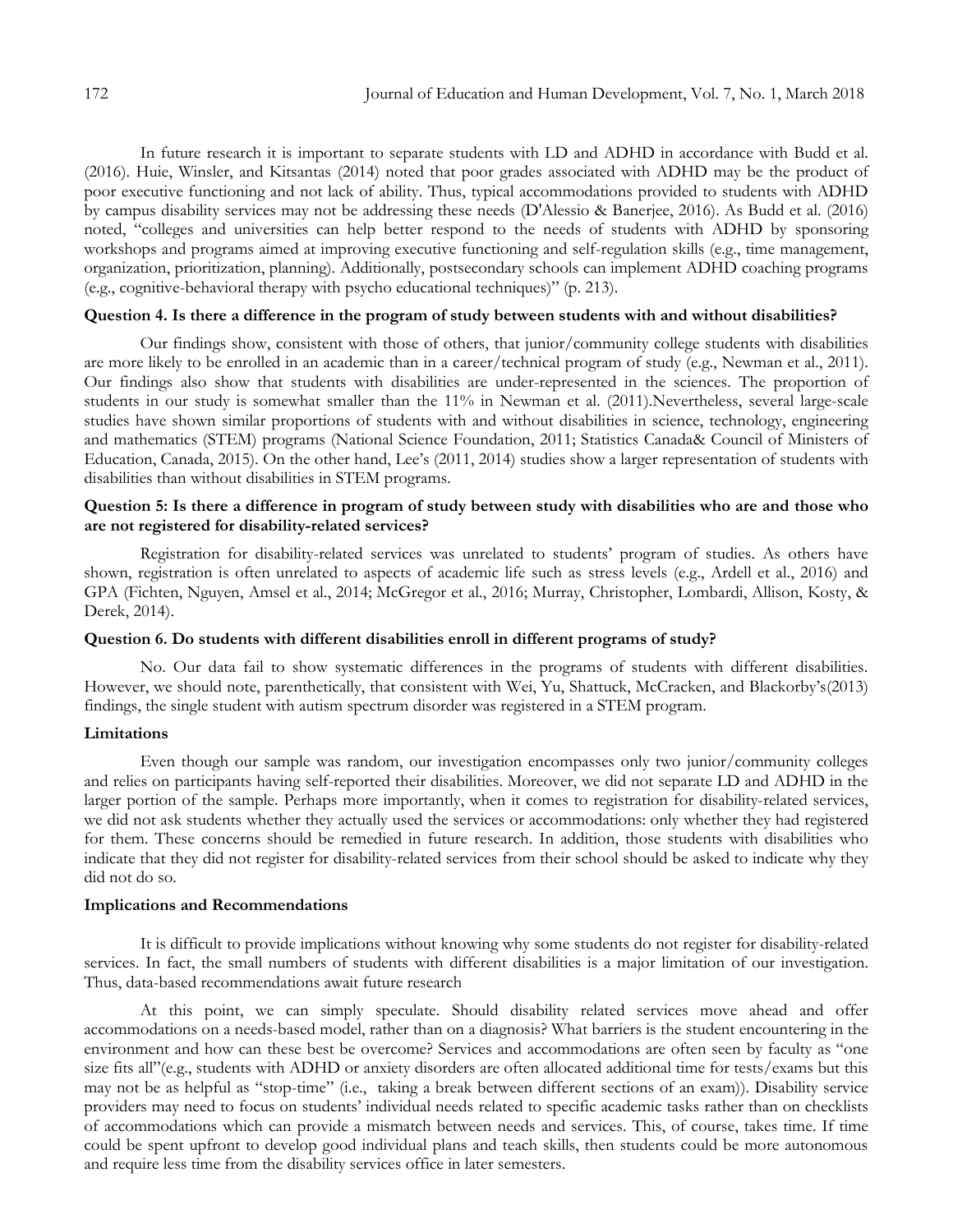In future research it is important to separate students with LD and ADHD in accordance with Budd et al. (2016). Huie, Winsler, and Kitsantas (2014) noted that poor grades associated with ADHD may be the product of poor executive functioning and not lack of ability. Thus, typical accommodations provided to students with ADHD by campus disability services may not be addressing these needs (D'Alessio & Banerjee, 2016). As Budd et al. (2016) noted, "colleges and universities can help better respond to the needs of students with ADHD by sponsoring workshops and programs aimed at improving executive functioning and self-regulation skills (e.g., time management, organization, prioritization, planning). Additionally, postsecondary schools can implement ADHD coaching programs (e.g., cognitive-behavioral therapy with psycho educational techniques)" (p. 213).

**Question 4. Is there a difference in the program of study between students with and without disabilities?**

Our findings show, consistent with those of others, that junior/community college students with disabilities are more likely to be enrolled in an academic than in a career/technical program of study (e.g., Newman et al., 2011). Our findings also show that students with disabilities are under-represented in the sciences. The proportion of students in our study is somewhat smaller than the 11% in Newman et al. (2011).Nevertheless, several large-scale studies have shown similar proportions of students with and without disabilities in science, technology, engineering and mathematics (STEM) programs (National Science Foundation, 2011; Statistics Canada& Council of Ministers of Education, Canada, 2015). On the other hand, Lee's (2011, 2014) studies show a larger representation of students with disabilities than without disabilities in STEM programs.

**Question 5: Is there a difference in program of study between study with disabilities who are and those who are not registered for disability-related services?**

Registration for disability-related services was unrelated to students' program of studies. As others have shown, registration is often unrelated to aspects of academic life such as stress levels (e.g., Ardell et al., 2016) and GPA (Fichten, Nguyen, Amsel et al., 2014; McGregor et al., 2016; Murray, Christopher, Lombardi, Allison, Kosty, & Derek, 2014).

**Question 6. Do students with different disabilities enroll in different programs of study?**

No. Our data fail to show systematic differences in the programs of students with different disabilities. However, we should note, parenthetically, that consistent with Wei, Yu, Shattuck, McCracken, and Blackorby's(2013) findings, the single student with autism spectrum disorder was registered in a STEM program.

**Limitations**

Even though our sample was random, our investigation encompasses only two junior/community colleges and relies on participants having self-reported their disabilities. Moreover, we did not separate LD and ADHD in the larger portion of the sample. Perhaps more importantly, when it comes to registration for disability-related services, we did not ask students whether they actually used the services or accommodations: only whether they had registered for them. These concerns should be remedied in future research. In addition, those students with disabilities who indicate that they did not register for disability-related services from their school should be asked to indicate why they did not do so.

**Implications and Recommendations**

It is difficult to provide implications without knowing why some students do not register for disability-related services. In fact, the small numbers of students with different disabilities is a major limitation of our investigation. Thus, data-based recommendations await future research

At this point, we can simply speculate. Should disability related services move ahead and offer accommodations on a needs-based model, rather than on a diagnosis? What barriers is the student encountering in the environment and how can these best be overcome? Services and accommodations are often seen by faculty as "one size fits all"(e.g., students with ADHD or anxiety disorders are often allocated additional time for tests/exams but this may not be as helpful as "stop-time" (i.e., taking a break between different sections of an exam)). Disability service providers may need to focus on students' individual needs related to specific academic tasks rather than on checklists of accommodations which can provide a mismatch between needs and services. This, of course, takes time. If time could be spent upfront to develop good individual plans and teach skills, then students could be more autonomous and require less time from the disability services office in later semesters.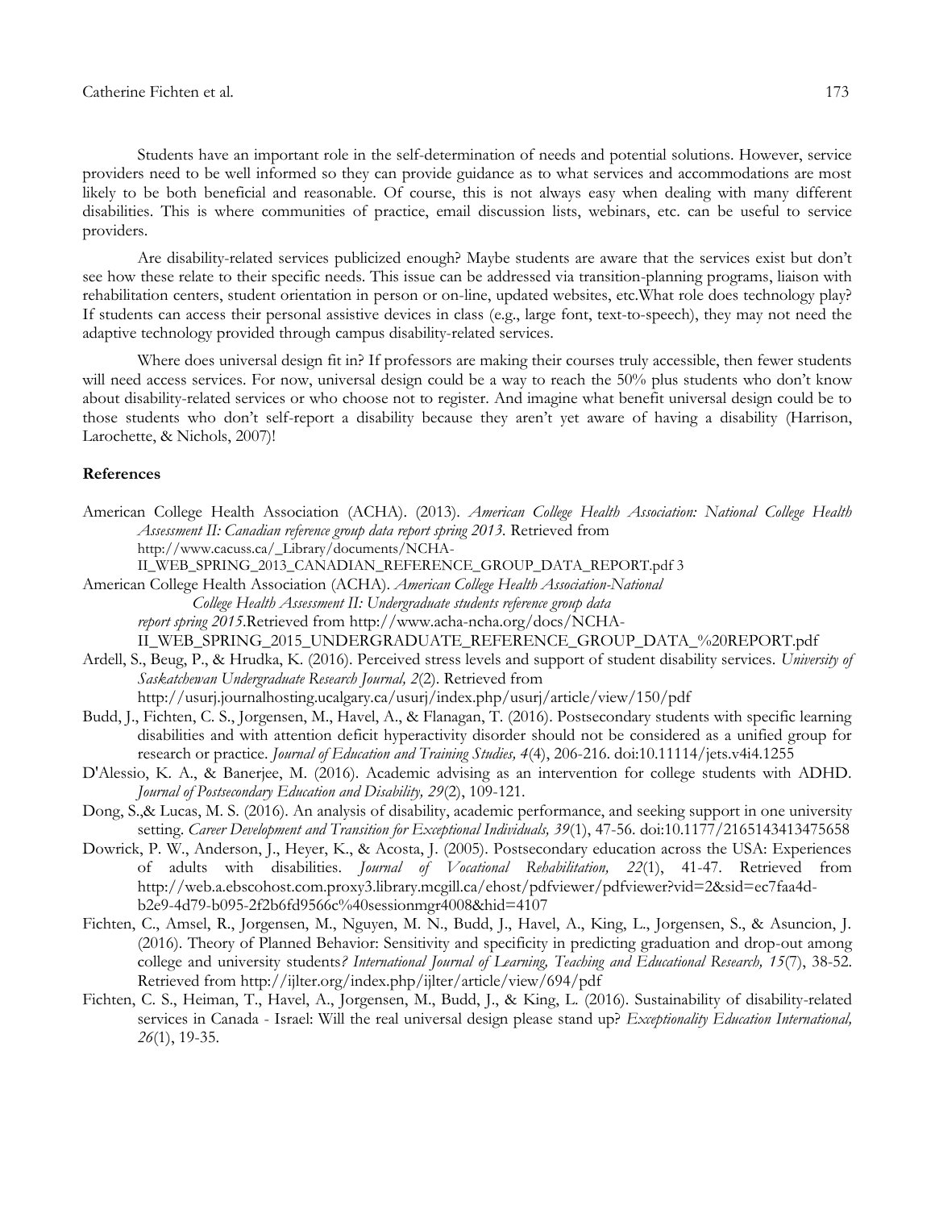Students have an important role in the self-determination of needs and potential solutions. However, service providers need to be well informed so they can provide guidance as to what services and accommodations are most likely to be both beneficial and reasonable. Of course, this is not always easy when dealing with many different disabilities. This is where communities of practice, email discussion lists, webinars, etc. can be useful to service providers.

Are disability-related services publicized enough? Maybe students are aware that the services exist but don't see how these relate to their specific needs. This issue can be addressed via transition-planning programs, liaison with rehabilitation centers, student orientation in person or on-line, updated websites, etc.What role does technology play? If students can access their personal assistive devices in class (e.g., large font, text-to-speech), they may not need the adaptive technology provided through campus disability-related services.

Where does universal design fit in? If professors are making their courses truly accessible, then fewer students will need access services. For now, universal design could be a way to reach the 50% plus students who don't know about disability-related services or who choose not to register. And imagine what benefit universal design could be to those students who don't self-report a disability because they aren't yet aware of having a disability (Harrison, Larochette, & Nichols, 2007)!

## References

American College Health Association (ACHA). (2013). *American College Health Association: National College Health Assessment II: Canadian reference group data report spring 2013.* Retrieved from http://www.cacuss.ca/_Library/documents/NCHA-II_WEB_SPRING_2013_CANADIAN_REFERENCE_GROUP_DATA_REPORT.pdf 3

American College Health Association (ACHA). *American College Health Association-National College Health Assessment II: Undergraduate students reference group data report spring 2015.*Retrieved from http://www.acha-ncha.org/docs/NCHA-II_WEB_SPRING_2015_UNDERGRADUATE_REFERENCE_GROUP_DATA_%20REPORT.pdf

Ardell, S., Beug, P., & Hrudka, K. (2016). Perceived stress levels and support of student disability services. *University of Saskatchewan Undergraduate Research Journal, 2*(2). Retrieved from http://usurj.journalhosting.ucalgary.ca/usurj/index.php/usurj/article/view/150/pdf

Budd, J., Fichten, C. S., Jorgensen, M., Havel, A., & Flanagan, T. (2016). Postsecondary students with specific learning disabilities and with attention deficit hyperactivity disorder should not be considered as a unified group for research or practice. *Journal of Education and Training Studies, 4*(4), 206-216. doi:10.11114/jets.v4i4.1255

D'Alessio, K. A., & Banerjee, M. (2016). Academic advising as an intervention for college students with ADHD. *Journal of Postsecondary Education and Disability, 29*(2), 109-121.

Dong, S.,& Lucas, M. S. (2016). An analysis of disability, academic performance, and seeking support in one university setting. *Career Development and Transition for Exceptional Individuals, 39*(1), 47-56. doi:10.1177/2165143413475658

Dowrick, P. W., Anderson, J., Heyer, K., & Acosta, J. (2005). Postsecondary education across the USA: Experiences of adults with disabilities. *Journal of Vocational Rehabilitation, 22*(1), 41-47. Retrieved from http://web.a.ebscohost.com.proxy3.library.mcgill.ca/ehost/pdfviewer/pdfviewer?vid=2&sid=ec7faa4d-b2e9-4d79-b095-2f2b6fd9566c%40sessionmgr4008&hid=4107

Fichten, C., Amsel, R., Jorgensen, M., Nguyen, M. N., Budd, J., Havel, A., King, L., Jorgensen, S., & Asuncion, J. (2016). Theory of Planned Behavior: Sensitivity and specificity in predicting graduation and drop-out among college and university students*? International Journal of Learning, Teaching and Educational Research, 15*(7), 38-52. Retrieved from http://ijlter.org/index.php/ijlter/article/view/694/pdf

Fichten, C. S., Heiman, T., Havel, A., Jorgensen, M., Budd, J., & King, L. (2016). Sustainability of disability-related services in Canada - Israel: Will the real universal design please stand up? *Exceptionality Education International, 26*(1), 19-35.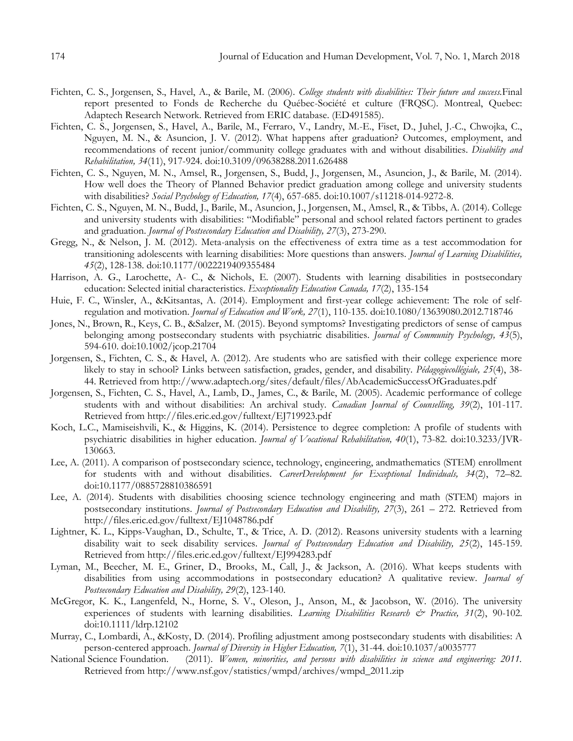Fichten, C. S., Jorgensen, S., Havel, A., & Barile, M. (2006). *College students with disabilities: Their future and success.*Final report presented to Fonds de Recherche du Québec-Société et culture (FRQSC). Montreal, Quebec: Adaptech Research Network. Retrieved from ERIC database. (ED491585).

Fichten, C. S., Jorgensen, S., Havel, A., Barile, M., Ferraro, V., Landry, M.-E., Fiset, D., Juhel, J.-C., Chwojka, C., Nguyen, M. N., & Asuncion, J. V. (2012). What happens after graduation? Outcomes, employment, and recommendations of recent junior/community college graduates with and without disabilities. *Disability and Rehabilitation, 34*(11), 917-924. doi:10.3109/09638288.2011.626488

Fichten, C. S., Nguyen, M. N., Amsel, R., Jorgensen, S., Budd, J., Jorgensen, M., Asuncion, J., & Barile, M. (2014). How well does the Theory of Planned Behavior predict graduation among college and university students with disabilities? *Social Psychology of Education, 17*(4), 657-685. doi:10.1007/s11218-014-9272-8.

Fichten, C. S., Nguyen, M. N., Budd, J., Barile, M., Asuncion, J., Jorgensen, M., Amsel, R., & Tibbs, A. (2014). College and university students with disabilities: "Modifiable" personal and school related factors pertinent to grades and graduation. *Journal of Postsecondary Education and Disability, 27*(3), 273-290.

Gregg, N., & Nelson, J. M. (2012). Meta-analysis on the effectiveness of extra time as a test accommodation for transitioning adolescents with learning disabilities: More questions than answers. *Journal of Learning Disabilities, 45*(2), 128-138. doi:10.1177/0022219409355484

Harrison, A. G., Larochette, A- C., & Nichols, E. (2007). Students with learning disabilities in postsecondary education: Selected initial characteristics. *Exceptionality Education Canada, 17*(2), 135-154

Huie, F. C., Winsler, A., &Kitsantas, A. (2014). Employment and first-year college achievement: The role of self-regulation and motivation. *Journal of Education and Work, 27*(1), 110-135. doi:10.1080/13639080.2012.718746

Jones, N., Brown, R., Keys, C. B., &Salzer, M. (2015). Beyond symptoms? Investigating predictors of sense of campus belonging among postsecondary students with psychiatric disabilities. *Journal of Community Psychology, 43*(5), 594-610. doi:10.1002/jcop.21704

Jorgensen, S., Fichten, C. S., & Havel, A. (2012). Are students who are satisfied with their college experience more likely to stay in school? Links between satisfaction, grades, gender, and disability. *Pédagogiecollégiale, 25*(4), 38-44. Retrieved from http://www.adaptech.org/sites/default/files/AbAcademicSuccessOfGraduates.pdf

Jorgensen, S., Fichten, C. S., Havel, A., Lamb, D., James, C., & Barile, M. (2005). Academic performance of college students with and without disabilities: An archival study. *Canadian Journal of Counselling, 39*(2), 101-117. Retrieved from http://files.eric.ed.gov/fulltext/EJ719923.pdf

Koch, L.C., Mamiseishvili, K., & Higgins, K. (2014). Persistence to degree completion: A profile of students with psychiatric disabilities in higher education. *Journal of Vocational Rehabilitation, 40*(1), 73-82. doi:10.3233/JVR-130663.

Lee, A. (2011). A comparison of postsecondary science, technology, engineering, andmathematics (STEM) enrollment for students with and without disabilities. *CareerDevelopment for Exceptional Individuals, 34*(2), 72–82. doi:10.1177/0885728810386591

Lee, A. (2014). Students with disabilities choosing science technology engineering and math (STEM) majors in postsecondary institutions. *Journal of Postsecondary Education and Disability, 27*(3), 261 – 272. Retrieved from http://files.eric.ed.gov/fulltext/EJ1048786.pdf

Lightner, K. L., Kipps-Vaughan, D., Schulte, T., & Trice, A. D. (2012). Reasons university students with a learning disability wait to seek disability services. *Journal of Postsecondary Education and Disability, 25*(2), 145-159. Retrieved from http://files.eric.ed.gov/fulltext/EJ994283.pdf

Lyman, M., Beecher, M. E., Griner, D., Brooks, M., Call, J., & Jackson, A. (2016). What keeps students with disabilities from using accommodations in postsecondary education? A qualitative review. *Journal of Postsecondary Education and Disability, 29*(2), 123-140.

McGregor, K. K., Langenfeld, N., Horne, S. V., Oleson, J., Anson, M., & Jacobson, W. (2016). The university experiences of students with learning disabilities. *Learning Disabilities Research & Practice, 31*(2), 90-102. doi:10.1111/ldrp.12102

Murray, C., Lombardi, A., &Kosty, D. (2014). Profiling adjustment among postsecondary students with disabilities: A person-centered approach. *Journal of Diversity in Higher Education, 7*(1), 31-44. doi:10.1037/a0035777

National Science Foundation. (2011). *Women, minorities, and persons with disabilities in science and engineering: 2011.* Retrieved from http://www.nsf.gov/statistics/wmpd/archives/wmpd_2011.zip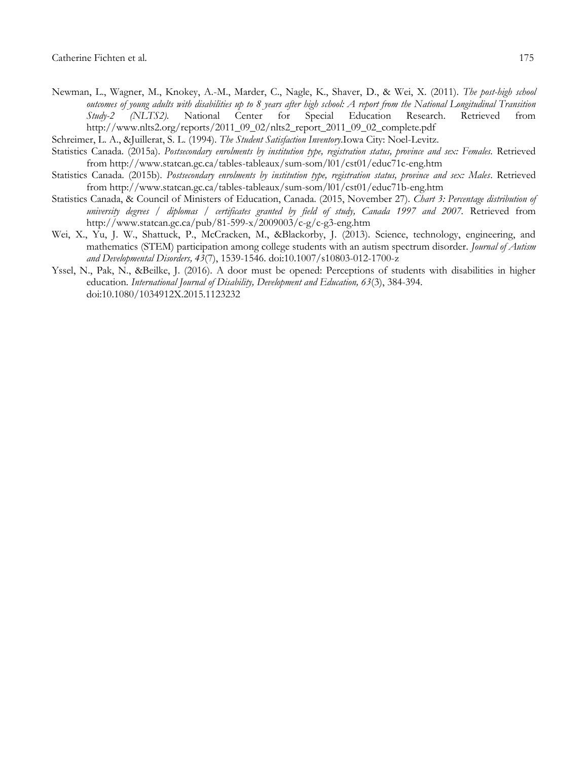Newman, L., Wagner, M., Knokey, A.-M., Marder, C., Nagle, K., Shaver, D., & Wei, X. (2011). *The post-high school outcomes of young adults with disabilities up to 8 years after high school: A report from the National Longitudinal Transition Study-2 (NLTS2).* National Center for Special Education Research. Retrieved from http://www.nlts2.org/reports/2011_09_02/nlts2_report_2011_09_02_complete.pdf

Schreimer, L. A., &Juillerat, S. L. (1994). *The Student Satisfaction Inventory.*Iowa City: Noel-Levitz.

Statistics Canada. (2015a). *Postsecondary enrolments by institution type, registration status, province and sex: Females.* Retrieved from http://www.statcan.gc.ca/tables-tableaux/sum-som/l01/cst01/educ71c-eng.htm

Statistics Canada. (2015b). *Postsecondary enrolments by institution type, registration status, province and sex: Males*. Retrieved from http://www.statcan.gc.ca/tables-tableaux/sum-som/l01/cst01/educ71b-eng.htm

Statistics Canada, & Council of Ministers of Education, Canada. (2015, November 27). *Chart 3: Percentage distribution of university degrees / diplomas / certificates granted by field of study, Canada 1997 and 2007.* Retrieved from http://www.statcan.gc.ca/pub/81-599-x/2009003/c-g/c-g3-eng.htm

Wei, X., Yu, J. W., Shattuck, P., McCracken, M., &Blackorby, J. (2013). Science, technology, engineering, and mathematics (STEM) participation among college students with an autism spectrum disorder. *Journal of Autism and Developmental Disorders, 43*(7), 1539-1546. doi:10.1007/s10803-012-1700-z

Yssel, N., Pak, N., &Beilke, J. (2016). A door must be opened: Perceptions of students with disabilities in higher education. *International Journal of Disability, Development and Education, 63*(3), 384-394. doi:10.1080/1034912X.2015.1123232